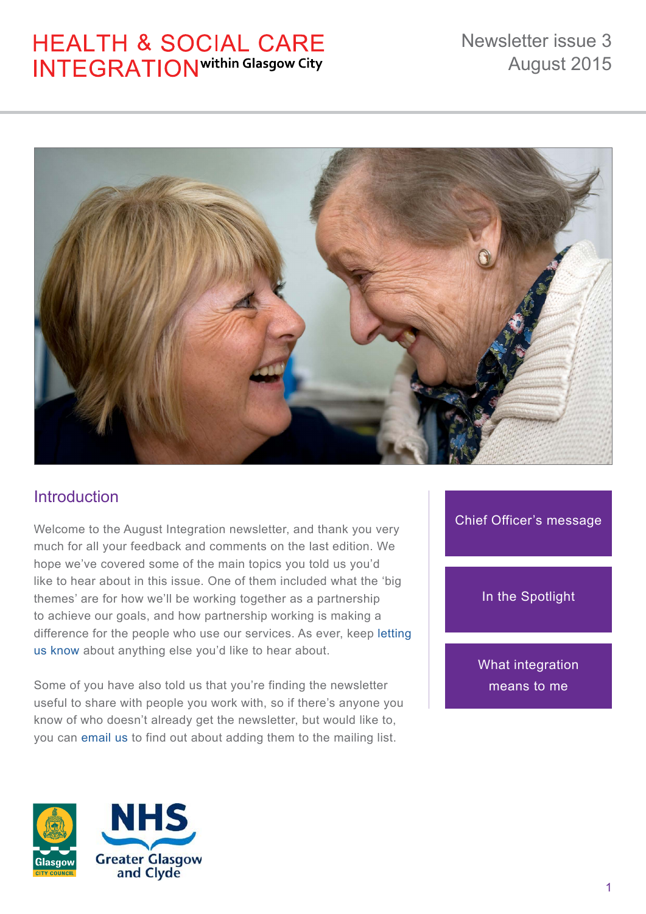# HEALTH & SOCIAL CARE INTEGRATION within Glasgow City

Newsletter issue 3
August 2015

## Introduction

Welcome to the August Integration newsletter, and thank you very much for all your feedback and comments on the last edition. We hope we've covered some of the main topics you told us you'd like to hear about in this issue. One of them included what the 'big themes' are for how we'll be working together as a partnership to achieve our goals, and how partnership working is making a difference for the people who use our services. As ever, keep letting us know about anything else you'd like to hear about.

Some of you have also told us that you're finding the newsletter useful to share with people you work with, so if there's anyone you know of who doesn't already get the newsletter, but would like to, you can email us to find out about adding them to the mailing list.

- Chief Officer's message
- In the Spotlight
- What integration means to me

Glasgow City Council

NHS Greater Glasgow and Clyde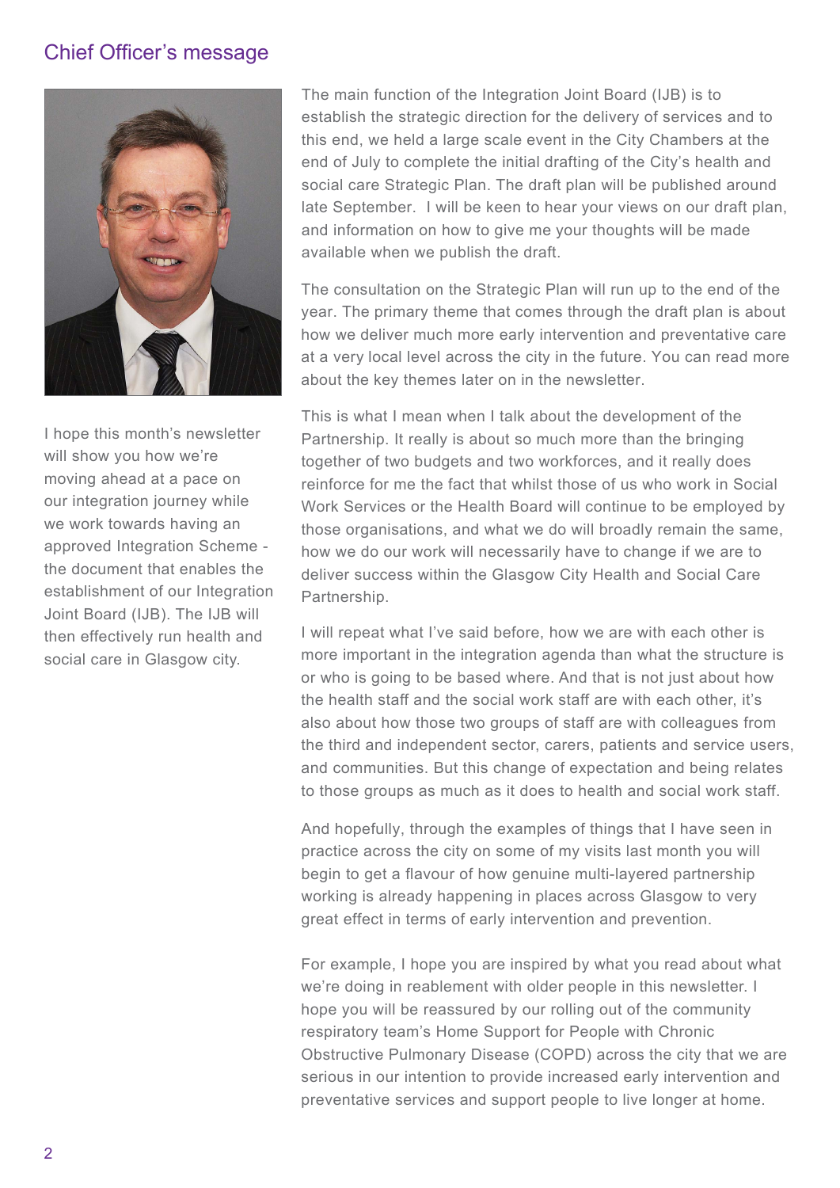## Chief Officer's message

I hope this month's newsletter will show you how we're moving ahead at a pace on our integration journey while we work towards having an approved Integration Scheme - the document that enables the establishment of our Integration Joint Board (IJB). The IJB will then effectively run health and social care in Glasgow city.

The main function of the Integration Joint Board (IJB) is to establish the strategic direction for the delivery of services and to this end, we held a large scale event in the City Chambers at the end of July to complete the initial drafting of the City's health and social care Strategic Plan. The draft plan will be published around late September.  I will be keen to hear your views on our draft plan, and information on how to give me your thoughts will be made available when we publish the draft.

The consultation on the Strategic Plan will run up to the end of the year. The primary theme that comes through the draft plan is about how we deliver much more early intervention and preventative care at a very local level across the city in the future. You can read more about the key themes later on in the newsletter.

This is what I mean when I talk about the development of the Partnership. It really is about so much more than the bringing together of two budgets and two workforces, and it really does reinforce for me the fact that whilst those of us who work in Social Work Services or the Health Board will continue to be employed by those organisations, and what we do will broadly remain the same, how we do our work will necessarily have to change if we are to deliver success within the Glasgow City Health and Social Care Partnership.

I will repeat what I've said before, how we are with each other is more important in the integration agenda than what the structure is or who is going to be based where. And that is not just about how the health staff and the social work staff are with each other, it's also about how those two groups of staff are with colleagues from the third and independent sector, carers, patients and service users, and communities. But this change of expectation and being relates to those groups as much as it does to health and social work staff.

And hopefully, through the examples of things that I have seen in practice across the city on some of my visits last month you will begin to get a flavour of how genuine multi-layered partnership working is already happening in places across Glasgow to very great effect in terms of early intervention and prevention.

For example, I hope you are inspired by what you read about what we're doing in reablement with older people in this newsletter. I hope you will be reassured by our rolling out of the community respiratory team's Home Support for People with Chronic Obstructive Pulmonary Disease (COPD) across the city that we are serious in our intention to provide increased early intervention and preventative services and support people to live longer at home.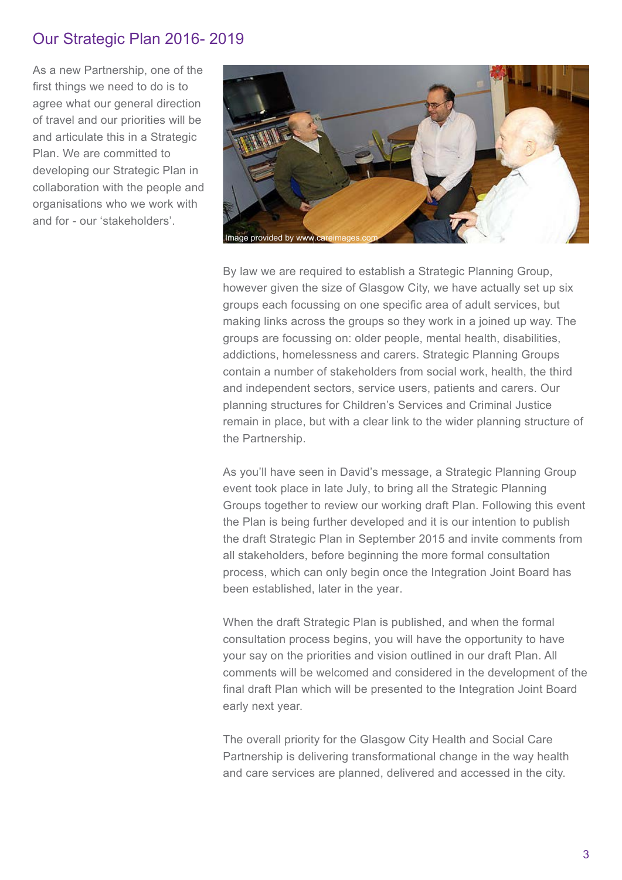## Our Strategic Plan 2016- 2019

As a new Partnership, one of the first things we need to do is to agree what our general direction of travel and our priorities will be and articulate this in a Strategic Plan. We are committed to developing our Strategic Plan in collaboration with the people and organisations who we work with and for - our 'stakeholders'.

Image provided by www.careimages.com

By law we are required to establish a Strategic Planning Group, however given the size of Glasgow City, we have actually set up six groups each focussing on one specific area of adult services, but making links across the groups so they work in a joined up way. The groups are focussing on: older people, mental health, disabilities, addictions, homelessness and carers. Strategic Planning Groups contain a number of stakeholders from social work, health, the third and independent sectors, service users, patients and carers. Our planning structures for Children's Services and Criminal Justice remain in place, but with a clear link to the wider planning structure of the Partnership.

As you'll have seen in David's message, a Strategic Planning Group event took place in late July, to bring all the Strategic Planning Groups together to review our working draft Plan. Following this event the Plan is being further developed and it is our intention to publish the draft Strategic Plan in September 2015 and invite comments from all stakeholders, before beginning the more formal consultation process, which can only begin once the Integration Joint Board has been established, later in the year.

When the draft Strategic Plan is published, and when the formal consultation process begins, you will have the opportunity to have your say on the priorities and vision outlined in our draft Plan. All comments will be welcomed and considered in the development of the final draft Plan which will be presented to the Integration Joint Board early next year.

The overall priority for the Glasgow City Health and Social Care Partnership is delivering transformational change in the way health and care services are planned, delivered and accessed in the city.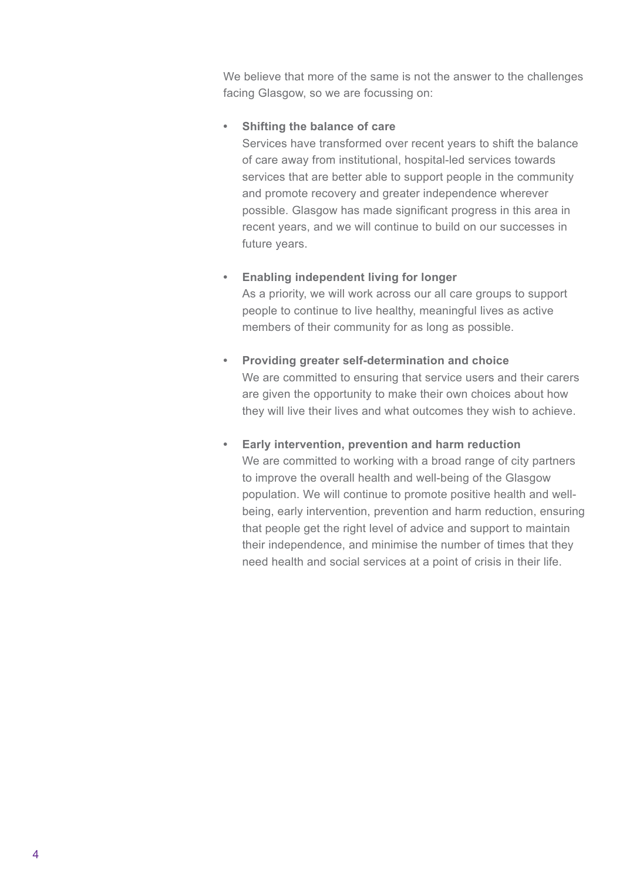We believe that more of the same is not the answer to the challenges facing Glasgow, so we are focussing on:

- **Shifting the balance of care**
  Services have transformed over recent years to shift the balance of care away from institutional, hospital-led services towards services that are better able to support people in the community and promote recovery and greater independence wherever possible. Glasgow has made significant progress in this area in recent years, and we will continue to build on our successes in future years.

- **Enabling independent living for longer**
  As a priority, we will work across our all care groups to support people to continue to live healthy, meaningful lives as active members of their community for as long as possible.

- **Providing greater self-determination and choice**
  We are committed to ensuring that service users and their carers are given the opportunity to make their own choices about how they will live their lives and what outcomes they wish to achieve.

- **Early intervention, prevention and harm reduction**
  We are committed to working with a broad range of city partners to improve the overall health and well-being of the Glasgow population. We will continue to promote positive health and well-being, early intervention, prevention and harm reduction, ensuring that people get the right level of advice and support to maintain their independence, and minimise the number of times that they need health and social services at a point of crisis in their life.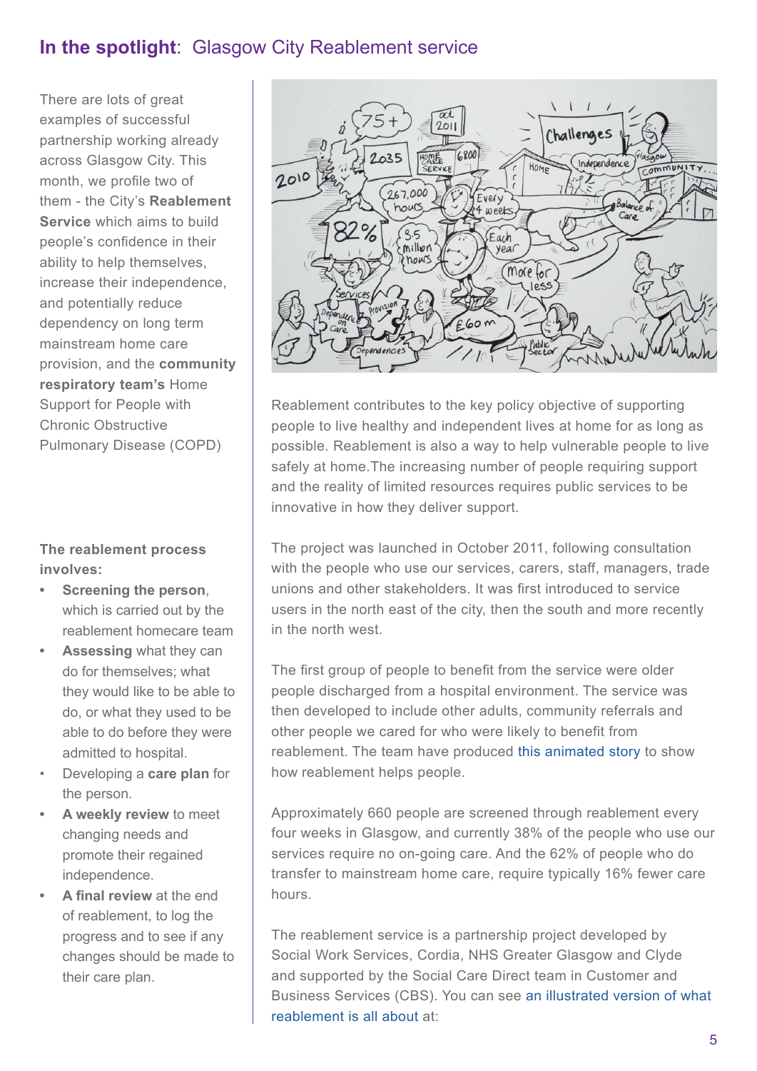## **In the spotlight**: Glasgow City Reablement service

There are lots of great examples of successful partnership working already across Glasgow City. This month, we profile two of them - the City's **Reablement Service** which aims to build people's confidence in their ability to help themselves, increase their independence, and potentially reduce dependency on long term mainstream home care provision, and the **community respiratory team's** Home Support for People with Chronic Obstructive Pulmonary Disease (COPD)

**The reablement process involves:**

- **Screening the person**, which is carried out by the reablement homecare team
- **Assessing** what they can do for themselves; what they would like to be able to do, or what they used to be able to do before they were admitted to hospital.
- Developing a **care plan** for the person.
- **A weekly review** to meet changing needs and promote their regained independence.
- **A final review** at the end of reablement, to log the progress and to see if any changes should be made to their care plan.

Reablement contributes to the key policy objective of supporting people to live healthy and independent lives at home for as long as possible. Reablement is also a way to help vulnerable people to live safely at home.The increasing number of people requiring support and the reality of limited resources requires public services to be innovative in how they deliver support.

The project was launched in October 2011, following consultation with the people who use our services, carers, staff, managers, trade unions and other stakeholders. It was first introduced to service users in the north east of the city, then the south and more recently in the north west.

The first group of people to benefit from the service were older people discharged from a hospital environment. The service was then developed to include other adults, community referrals and other people we cared for who were likely to benefit from reablement. The team have produced this animated story to show how reablement helps people.

Approximately 660 people are screened through reablement every four weeks in Glasgow, and currently 38% of the people who use our services require no on-going care. And the 62% of people who do transfer to mainstream home care, require typically 16% fewer care hours.

The reablement service is a partnership project developed by Social Work Services, Cordia, NHS Greater Glasgow and Clyde and supported by the Social Care Direct team in Customer and Business Services (CBS). You can see an illustrated version of what reablement is all about at: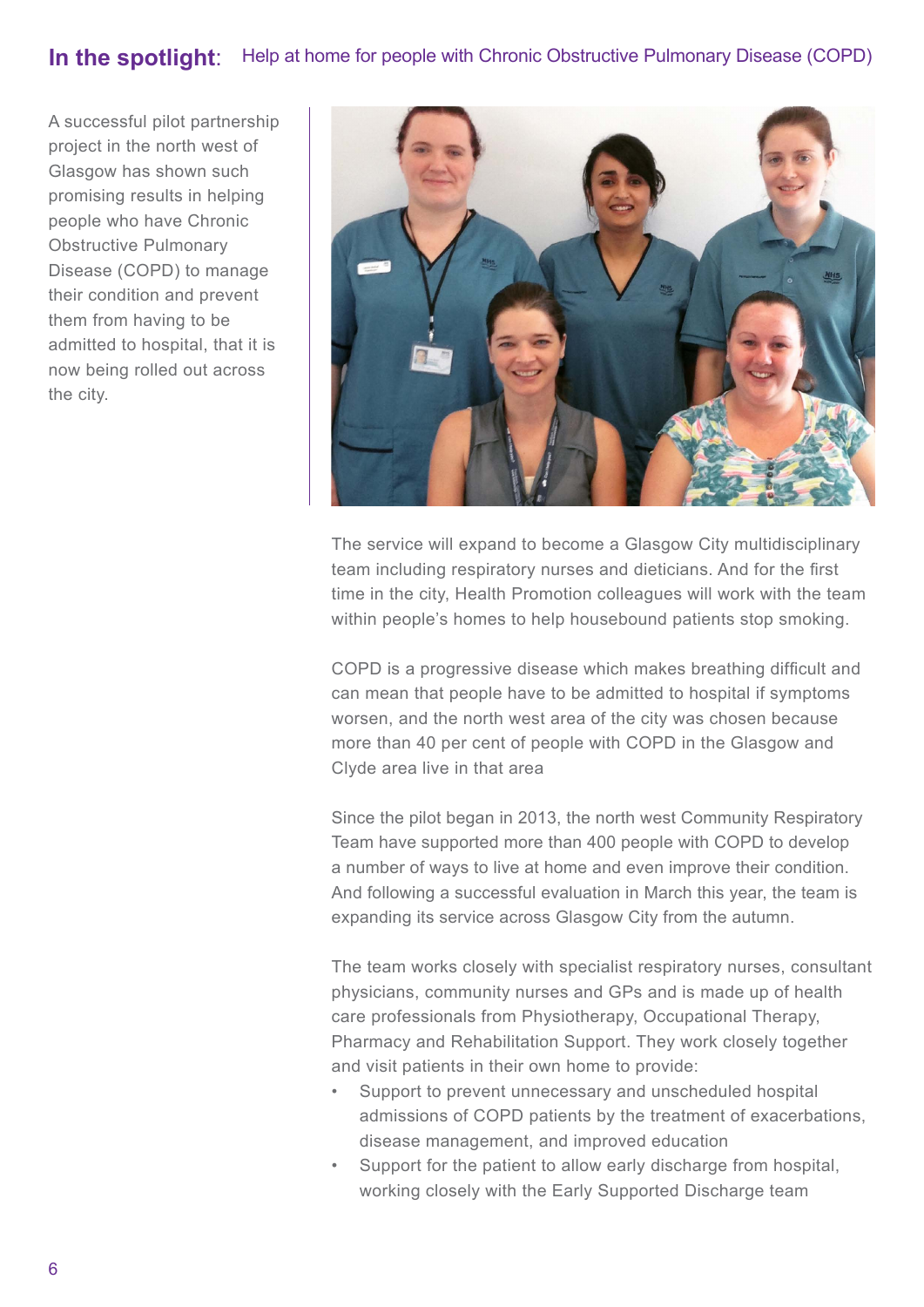## In the spotlight: Help at home for people with Chronic Obstructive Pulmonary Disease (COPD)

A successful pilot partnership project in the north west of Glasgow has shown such promising results in helping people who have Chronic Obstructive Pulmonary Disease (COPD) to manage their condition and prevent them from having to be admitted to hospital, that it is now being rolled out across the city.

The service will expand to become a Glasgow City multidisciplinary team including respiratory nurses and dieticians. And for the first time in the city, Health Promotion colleagues will work with the team within people's homes to help housebound patients stop smoking.

COPD is a progressive disease which makes breathing difficult and can mean that people have to be admitted to hospital if symptoms worsen, and the north west area of the city was chosen because more than 40 per cent of people with COPD in the Glasgow and Clyde area live in that area

Since the pilot began in 2013, the north west Community Respiratory Team have supported more than 400 people with COPD to develop a number of ways to live at home and even improve their condition. And following a successful evaluation in March this year, the team is expanding its service across Glasgow City from the autumn.

The team works closely with specialist respiratory nurses, consultant physicians, community nurses and GPs and is made up of health care professionals from Physiotherapy, Occupational Therapy, Pharmacy and Rehabilitation Support. They work closely together and visit patients in their own home to provide:

- Support to prevent unnecessary and unscheduled hospital admissions of COPD patients by the treatment of exacerbations, disease management, and improved education
- Support for the patient to allow early discharge from hospital, working closely with the Early Supported Discharge team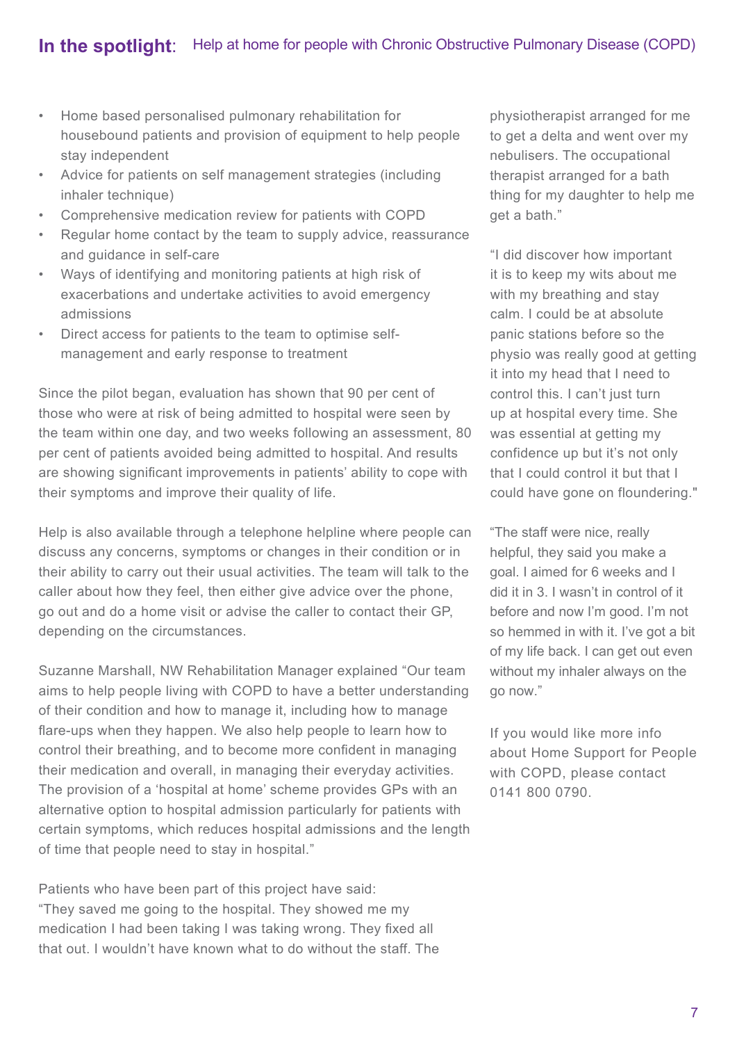## In the spotlight: Help at home for people with Chronic Obstructive Pulmonary Disease (COPD)

- Home based personalised pulmonary rehabilitation for housebound patients and provision of equipment to help people stay independent
- Advice for patients on self management strategies (including inhaler technique)
- Comprehensive medication review for patients with COPD
- Regular home contact by the team to supply advice, reassurance and guidance in self-care
- Ways of identifying and monitoring patients at high risk of exacerbations and undertake activities to avoid emergency admissions
- Direct access for patients to the team to optimise self-management and early response to treatment

Since the pilot began, evaluation has shown that 90 per cent of those who were at risk of being admitted to hospital were seen by the team within one day, and two weeks following an assessment, 80 per cent of patients avoided being admitted to hospital. And results are showing significant improvements in patients' ability to cope with their symptoms and improve their quality of life.

Help is also available through a telephone helpline where people can discuss any concerns, symptoms or changes in their condition or in their ability to carry out their usual activities. The team will talk to the caller about how they feel, then either give advice over the phone, go out and do a home visit or advise the caller to contact their GP, depending on the circumstances.

Suzanne Marshall, NW Rehabilitation Manager explained "Our team aims to help people living with COPD to have a better understanding of their condition and how to manage it, including how to manage flare-ups when they happen. We also help people to learn how to control their breathing, and to become more confident in managing their medication and overall, in managing their everyday activities. The provision of a 'hospital at home' scheme provides GPs with an alternative option to hospital admission particularly for patients with certain symptoms, which reduces hospital admissions and the length of time that people need to stay in hospital."

Patients who have been part of this project have said:
"They saved me going to the hospital. They showed me my medication I had been taking I was taking wrong. They fixed all that out. I wouldn't have known what to do without the staff. The physiotherapist arranged for me to get a delta and went over my nebulisers. The occupational therapist arranged for a bath thing for my daughter to help me get a bath."

"I did discover how important it is to keep my wits about me with my breathing and stay calm. I could be at absolute panic stations before so the physio was really good at getting it into my head that I need to control this. I can't just turn up at hospital every time. She was essential at getting my confidence up but it's not only that I could control it but that I could have gone on floundering."

"The staff were nice, really helpful, they said you make a goal. I aimed for 6 weeks and I did it in 3. I wasn't in control of it before and now I'm good. I'm not so hemmed in with it. I've got a bit of my life back. I can get out even without my inhaler always on the go now."

If you would like more info about Home Support for People with COPD, please contact 0141 800 0790.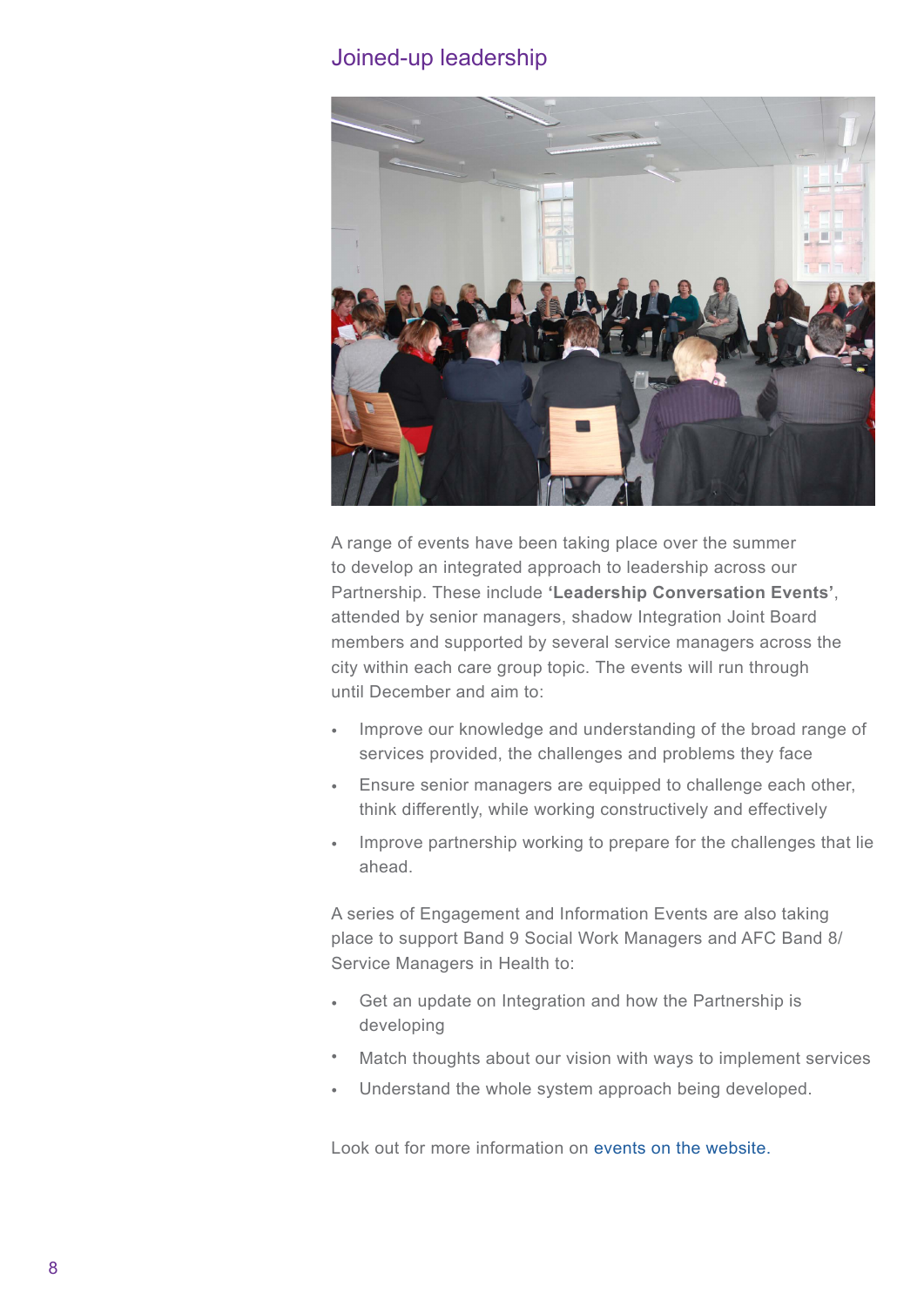## Joined-up leadership

A range of events have been taking place over the summer to develop an integrated approach to leadership across our Partnership. These include **'Leadership Conversation Events'**, attended by senior managers, shadow Integration Joint Board members and supported by several service managers across the city within each care group topic. The events will run through until December and aim to:

- Improve our knowledge and understanding of the broad range of services provided, the challenges and problems they face
- Ensure senior managers are equipped to challenge each other, think differently, while working constructively and effectively
- Improve partnership working to prepare for the challenges that lie ahead.

A series of Engagement and Information Events are also taking place to support Band 9 Social Work Managers and AFC Band 8/ Service Managers in Health to:

- Get an update on Integration and how the Partnership is developing
- Match thoughts about our vision with ways to implement services
- Understand the whole system approach being developed.

Look out for more information on events on the website.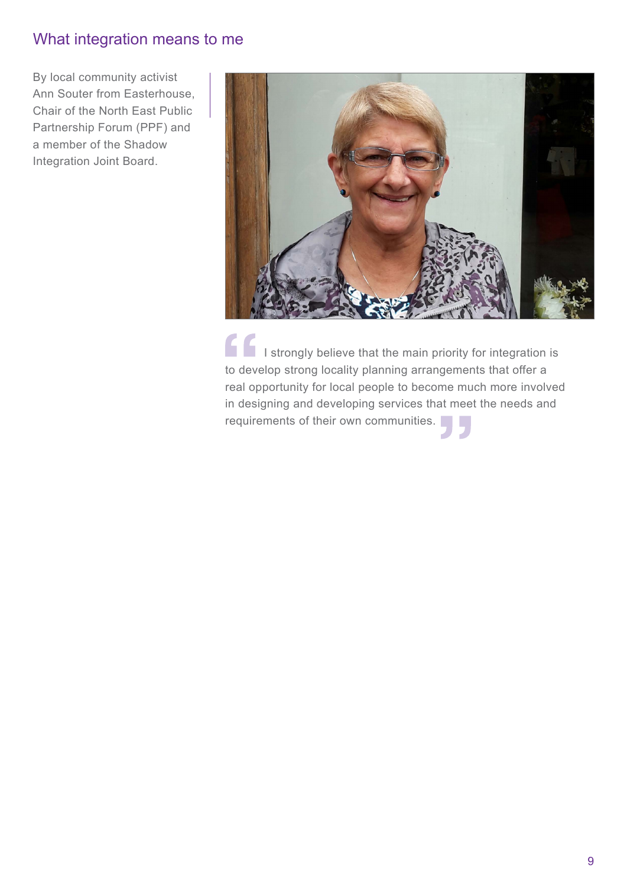## What integration means to me

By local community activist Ann Souter from Easterhouse, Chair of the North East Public Partnership Forum (PPF) and a member of the Shadow Integration Joint Board.

> "I strongly believe that the main priority for integration is to develop strong locality planning arrangements that offer a real opportunity for local people to become much more involved in designing and developing services that meet the needs and requirements of their own communities."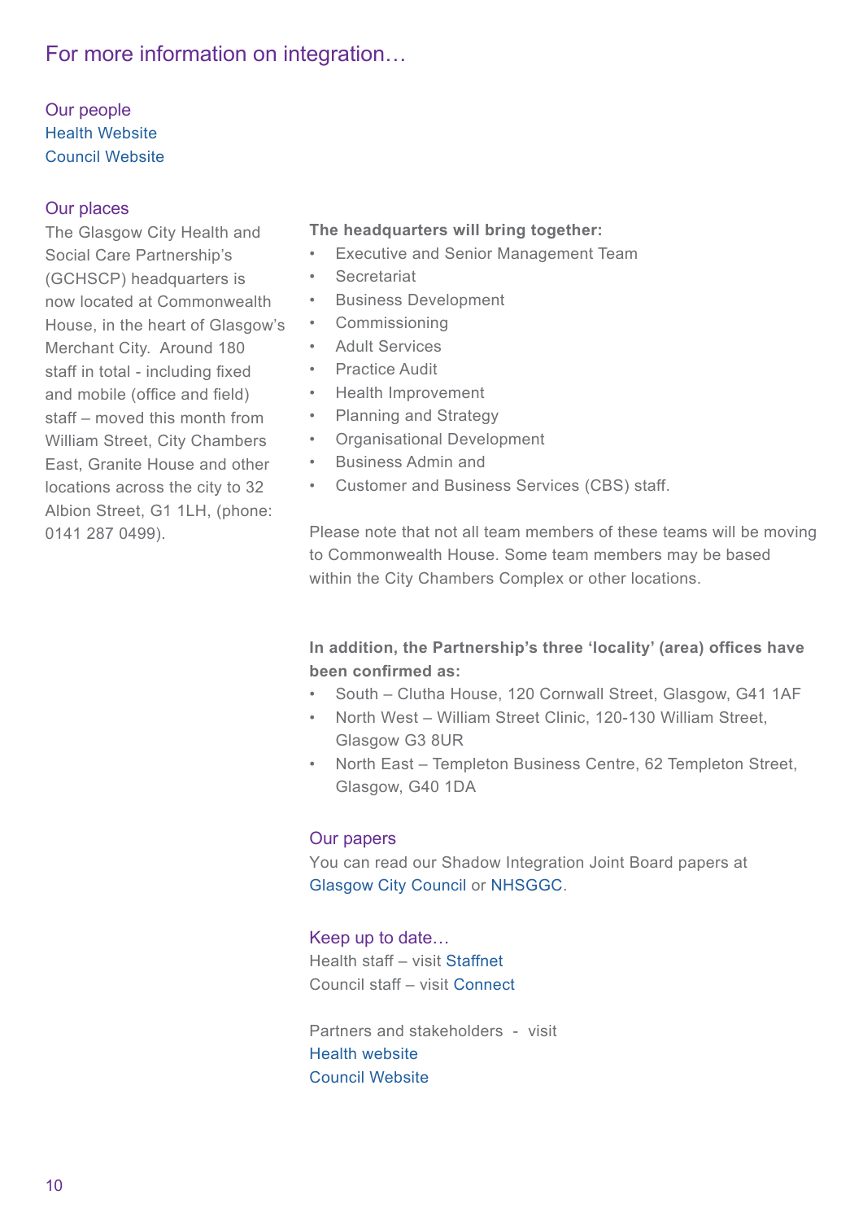# For more information on integration…

## Our people

Health Website

Council Website

## Our places

The Glasgow City Health and Social Care Partnership's (GCHSCP) headquarters is now located at Commonwealth House, in the heart of Glasgow's Merchant City. Around 180 staff in total - including fixed and mobile (office and field) staff – moved this month from William Street, City Chambers East, Granite House and other locations across the city to 32 Albion Street, G1 1LH, (phone: 0141 287 0499).

**The headquarters will bring together:**

- Executive and Senior Management Team
- Secretariat
- Business Development
- Commissioning
- Adult Services
- Practice Audit
- Health Improvement
- Planning and Strategy
- Organisational Development
- Business Admin and
- Customer and Business Services (CBS) staff.

Please note that not all team members of these teams will be moving to Commonwealth House. Some team members may be based within the City Chambers Complex or other locations.

**In addition, the Partnership's three 'locality' (area) offices have been confirmed as:**

- South – Clutha House, 120 Cornwall Street, Glasgow, G41 1AF
- North West – William Street Clinic, 120-130 William Street, Glasgow G3 8UR
- North East – Templeton Business Centre, 62 Templeton Street, Glasgow, G40 1DA

## Our papers

You can read our Shadow Integration Joint Board papers at Glasgow City Council or NHSGGC.

## Keep up to date…

Health staff – visit Staffnet

Council staff – visit Connect

Partners and stakeholders - visit

Health website

Council Website